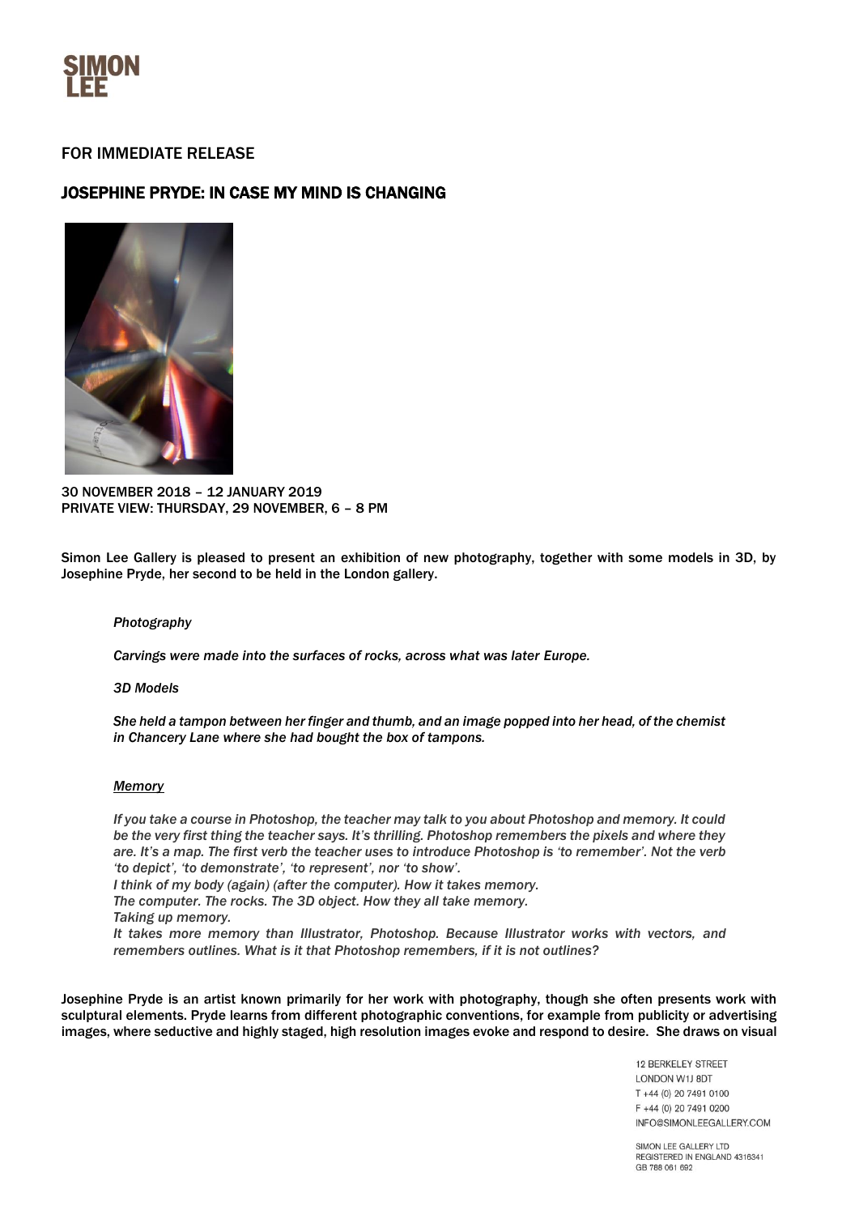SIMON LEE

FOR IMMEDIATE RELEASE

# JOSEPHINE PRYDE: IN CASE MY MIND IS CHANGING

30 NOVEMBER 2018 – 12 JANUARY 2019
PRIVATE VIEW: THURSDAY, 29 NOVEMBER, 6 – 8 PM

**Simon Lee Gallery is pleased to present an exhibition of new photography, together with some models in 3D, by Josephine Pryde, her second to be held in the London gallery.**

> ***Photography***
>
> ***Carvings were made into the surfaces of rocks, across what was later Europe.***
>
> ***3D Models***
>
> ***She held a tampon between her finger and thumb, and an image popped into her head, of the chemist in Chancery Lane where she had bought the box of tampons.***
>
> ***<u>Memory</u>***
>
> *If you take a course in Photoshop, the teacher may talk to you about Photoshop and memory. It could be the very first thing the teacher says. It's thrilling. Photoshop remembers the pixels and where they are. It's a map. The first verb the teacher uses to introduce Photoshop is 'to remember'. Not the verb 'to depict', 'to demonstrate', 'to represent', nor 'to show'.*
> *I think of my body (again) (after the computer). How it takes memory.*
> *The computer. The rocks. The 3D object. How they all take memory.*
> *Taking up memory.*
> *It takes more memory than Illustrator, Photoshop. Because Illustrator works with vectors, and remembers outlines. What is it that Photoshop remembers, if it is not outlines?*

**Josephine Pryde is an artist known primarily for her work with photography, though she often presents work with sculptural elements. Pryde learns from different photographic conventions, for example from publicity or advertising images, where seductive and highly staged, high resolution images evoke and respond to desire. She draws on visual**

12 BERKELEY STREET
LONDON W1J 8DT
T +44 (0) 20 7491 0100
F +44 (0) 20 7491 0200
INFO@SIMONLEEGALLERY.COM

SIMON LEE GALLERY LTD
REGISTERED IN ENGLAND 4316341
GB 768 061 692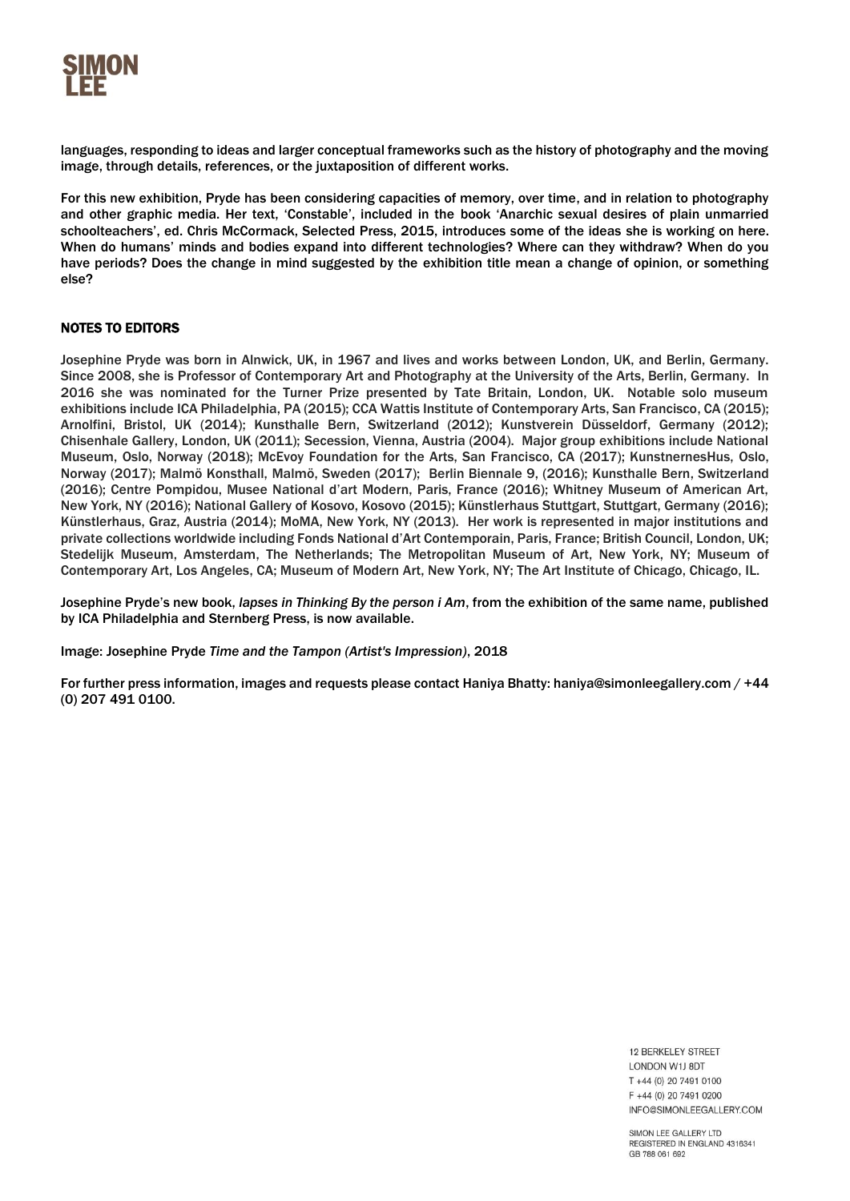languages, responding to ideas and larger conceptual frameworks such as the history of photography and the moving image, through details, references, or the juxtaposition of different works.

For this new exhibition, Pryde has been considering capacities of memory, over time, and in relation to photography and other graphic media. Her text, 'Constable', included in the book 'Anarchic sexual desires of plain unmarried schoolteachers', ed. Chris McCormack, Selected Press, 2015, introduces some of the ideas she is working on here. When do humans' minds and bodies expand into different technologies? Where can they withdraw? When do you have periods? Does the change in mind suggested by the exhibition title mean a change of opinion, or something else?

## NOTES TO EDITORS

Josephine Pryde was born in Alnwick, UK, in 1967 and lives and works between London, UK, and Berlin, Germany. Since 2008, she is Professor of Contemporary Art and Photography at the University of the Arts, Berlin, Germany. In 2016 she was nominated for the Turner Prize presented by Tate Britain, London, UK. Notable solo museum exhibitions include ICA Philadelphia, PA (2015); CCA Wattis Institute of Contemporary Arts, San Francisco, CA (2015); Arnolfini, Bristol, UK (2014); Kunsthalle Bern, Switzerland (2012); Kunstverein Düsseldorf, Germany (2012); Chisenhale Gallery, London, UK (2011); Secession, Vienna, Austria (2004). Major group exhibitions include National Museum, Oslo, Norway (2018); McEvoy Foundation for the Arts, San Francisco, CA (2017); KunstnernesHus, Oslo, Norway (2017); Malmö Konsthall, Malmö, Sweden (2017); Berlin Biennale 9, (2016); Kunsthalle Bern, Switzerland (2016); Centre Pompidou, Musee National d'art Modern, Paris, France (2016); Whitney Museum of American Art, New York, NY (2016); National Gallery of Kosovo, Kosovo (2015); Künstlerhaus Stuttgart, Stuttgart, Germany (2016); Künstlerhaus, Graz, Austria (2014); MoMA, New York, NY (2013). Her work is represented in major institutions and private collections worldwide including Fonds National d'Art Contemporain, Paris, France; British Council, London, UK; Stedelijk Museum, Amsterdam, The Netherlands; The Metropolitan Museum of Art, New York, NY; Museum of Contemporary Art, Los Angeles, CA; Museum of Modern Art, New York, NY; The Art Institute of Chicago, Chicago, IL.

Josephine Pryde's new book, *lapses in Thinking By the person i Am*, from the exhibition of the same name, published by ICA Philadelphia and Sternberg Press, is now available.

Image: Josephine Pryde *Time and the Tampon (Artist's Impression)*, 2018

For further press information, images and requests please contact Haniya Bhatty: haniya@simonleegallery.com / +44 (0) 207 491 0100.